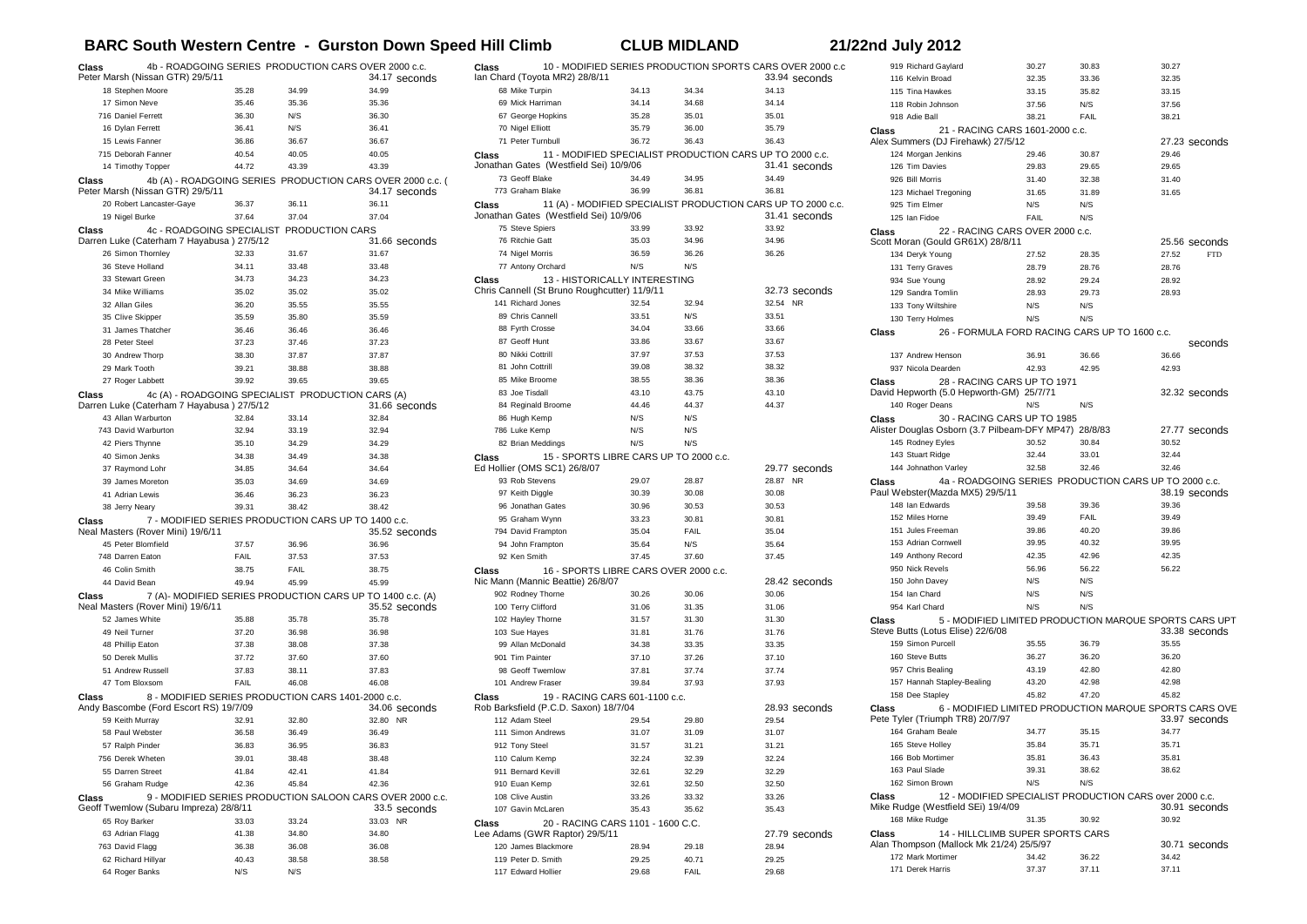# BARC South Western Centre - Gurston Down Speed Hill Climb — CLUB MIDLAND — 21/22nd July 2012

**Class 4b - ROADGOING SERIES PRODUCTION CARS OVER 2000 c.c.**
Peter Marsh (Nissan GTR) 29/5/11 — 34.17 seconds

| No | Driver | Run 1 | Run 2 | Best |
|---|---|---|---|---|
| 18 | Stephen Moore | 35.28 | 34.99 | 34.99 |
| 17 | Simon Neve | 35.46 | 35.36 | 35.36 |
| 716 | Daniel Ferrett | 36.30 | N/S | 36.30 |
| 16 | Dylan Ferrett | 36.41 | N/S | 36.41 |
| 15 | Lewis Fanner | 36.86 | 36.67 | 36.67 |
| 715 | Deborah Fanner | 40.54 | 40.05 | 40.05 |
| 14 | Timothy Topper | 44.72 | 43.39 | 43.39 |

**Class 4b (A) - ROADGOING SERIES PRODUCTION CARS OVER 2000 c.c. (**
Peter Marsh (Nissan GTR) 29/5/11 — 34.17 seconds

| No | Driver | Run 1 | Run 2 | Best |
|---|---|---|---|---|
| 20 | Robert Lancaster-Gaye | 36.37 | 36.11 | 36.11 |
| 19 | Nigel Burke | 37.64 | 37.04 | 37.04 |

**Class 4c - ROADGOING SPECIALIST PRODUCTION CARS**
Darren Luke (Caterham 7 Hayabusa ) 27/5/12 — 31.66 seconds

| No | Driver | Run 1 | Run 2 | Best |
|---|---|---|---|---|
| 26 | Simon Thornley | 32.33 | 31.67 | 31.67 |
| 36 | Steve Holland | 34.11 | 33.48 | 33.48 |
| 33 | Stewart Green | 34.73 | 34.23 | 34.23 |
| 34 | Mike Williams | 35.02 | 35.02 | 35.02 |
| 32 | Allan Giles | 36.20 | 35.55 | 35.55 |
| 35 | Clive Skipper | 35.59 | 35.80 | 35.59 |
| 31 | James Thatcher | 36.46 | 36.46 | 36.46 |
| 28 | Peter Steel | 37.23 | 37.46 | 37.23 |
| 30 | Andrew Thorp | 38.30 | 37.87 | 37.87 |
| 29 | Mark Tooth | 39.21 | 38.88 | 38.88 |
| 27 | Roger Labbett | 39.92 | 39.65 | 39.65 |

**Class 4c (A) - ROADGOING SPECIALIST PRODUCTION CARS (A)**
Darren Luke (Caterham 7 Hayabusa ) 27/5/12 — 31.66 seconds

| No | Driver | Run 1 | Run 2 | Best |
|---|---|---|---|---|
| 43 | Allan Warburton | 32.84 | 33.14 | 32.84 |
| 743 | David Warburton | 32.94 | 33.19 | 32.94 |
| 42 | Piers Thynne | 35.10 | 34.29 | 34.29 |
| 40 | Simon Jenks | 34.38 | 34.49 | 34.38 |
| 37 | Raymond Lohr | 34.85 | 34.64 | 34.64 |
| 39 | James Moreton | 35.03 | 34.69 | 34.69 |
| 41 | Adrian Lewis | 36.46 | 36.23 | 36.23 |
| 38 | Jerry Neary | 39.31 | 38.42 | 38.42 |

**Class 7 - MODIFIED SERIES PRODUCTION CARS UP TO 1400 c.c.**
Neal Masters (Rover Mini) 19/6/11 — 35.52 seconds

| No | Driver | Run 1 | Run 2 | Best |
|---|---|---|---|---|
| 45 | Peter Blomfield | 37.57 | 36.96 | 36.96 |
| 748 | Darren Eaton | FAIL | 37.53 | 37.53 |
| 46 | Colin Smith | 38.75 | FAIL | 38.75 |
| 44 | David Bean | 49.94 | 45.99 | 45.99 |

**Class 7 (A)- MODIFIED SERIES PRODUCTION CARS UP TO 1400 c.c. (A)**
Neal Masters (Rover Mini) 19/6/11 — 35.52 seconds

| No | Driver | Run 1 | Run 2 | Best |
|---|---|---|---|---|
| 52 | James White | 35.88 | 35.78 | 35.78 |
| 49 | Neil Turner | 37.20 | 36.98 | 36.98 |
| 48 | Phillip Eaton | 37.38 | 38.08 | 37.38 |
| 50 | Derek Mullis | 37.72 | 37.60 | 37.60 |
| 51 | Andrew Russell | 37.83 | 38.11 | 37.83 |
| 47 | Tom Bloxsom | FAIL | 46.08 | 46.08 |

**Class 8 - MODIFIED SERIES PRODUCTION CARS 1401-2000 c.c.**
Andy Bascombe (Ford Escort RS) 19/7/09 — 34.06 seconds

| No | Driver | Run 1 | Run 2 | Best |
|---|---|---|---|---|
| 59 | Keith Murray | 32.91 | 32.80 | 32.80 NR |
| 58 | Paul Webster | 36.58 | 36.49 | 36.49 |
| 57 | Ralph Pinder | 36.83 | 36.95 | 36.83 |
| 756 | Derek Wheten | 39.01 | 38.48 | 38.48 |
| 55 | Darren Street | 41.84 | 42.41 | 41.84 |
| 56 | Graham Rudge | 42.36 | 45.84 | 42.36 |

**Class 9 - MODIFIED SERIES PRODUCTION SALOON CARS OVER 2000 c.c.**
Geoff Twemlow (Subaru Impreza) 28/8/11 — 33.5 seconds

| No | Driver | Run 1 | Run 2 | Best |
|---|---|---|---|---|
| 65 | Roy Barker | 33.03 | 33.24 | 33.03 NR |
| 63 | Adrian Flagg | 41.38 | 34.80 | 34.80 |
| 763 | David Flagg | 36.38 | 36.08 | 36.08 |
| 62 | Richard Hillyar | 40.43 | 38.58 | 38.58 |
| 64 | Roger Banks | N/S | N/S | |

**Class 10 - MODIFIED SERIES PRODUCTION SPORTS CARS OVER 2000 c.c**
Ian Chard (Toyota MR2) 28/8/11 — 33.94 seconds

| No | Driver | Run 1 | Run 2 | Best |
|---|---|---|---|---|
| 68 | Mike Turpin | 34.13 | 34.34 | 34.13 |
| 69 | Mick Harriman | 34.14 | 34.68 | 34.14 |
| 67 | George Hopkins | 35.28 | 35.01 | 35.01 |
| 70 | Nigel Elliott | 35.79 | 36.00 | 35.79 |
| 71 | Peter Turnbull | 36.72 | 36.43 | 36.43 |

**Class 11 - MODIFIED SPECIALIST PRODUCTION CARS UP TO 2000 c.c.**
Jonathan Gates (Westfield Sei) 10/9/06 — 31.41 seconds

| No | Driver | Run 1 | Run 2 | Best |
|---|---|---|---|---|
| 73 | Geoff Blake | 34.49 | 34.95 | 34.49 |
| 773 | Graham Blake | 36.99 | 36.81 | 36.81 |

**Class 11 (A) - MODIFIED SPECIALIST PRODUCTION CARS UP TO 2000 c.c.**
Jonathan Gates (Westfield Sei) 10/9/06 — 31.41 seconds

| No | Driver | Run 1 | Run 2 | Best |
|---|---|---|---|---|
| 75 | Steve Spiers | 33.99 | 33.92 | 33.92 |
| 76 | Ritchie Gatt | 35.03 | 34.96 | 34.96 |
| 74 | Nigel Morris | 36.59 | 36.26 | 36.26 |
| 77 | Antony Orchard | N/S | N/S | |

**Class 13 - HISTORICALLY INTERESTING**
Chris Cannell (St Bruno Roughcutter) 11/9/11 — 32.73 seconds

| No | Driver | Run 1 | Run 2 | Best |
|---|---|---|---|---|
| 141 | Richard Jones | 32.54 | 32.94 | 32.54 NR |
| 89 | Chris Cannell | 33.51 | N/S | 33.51 |
| 88 | Fyrth Crosse | 34.04 | 33.66 | 33.66 |
| 87 | Geoff Hunt | 33.86 | 33.67 | 33.67 |
| 80 | Nikki Cottrill | 37.97 | 37.53 | 37.53 |
| 81 | John Cottrill | 39.08 | 38.32 | 38.32 |
| 85 | Mike Broome | 38.55 | 38.36 | 38.36 |
| 83 | Joe Tisdall | 43.10 | 43.75 | 43.10 |
| 84 | Reginald Broome | 44.46 | 44.37 | 44.37 |
| 86 | Hugh Kemp | N/S | N/S | |
| 786 | Luke Kemp | N/S | N/S | |
| 82 | Brian Meddings | N/S | N/S | |

**Class 15 - SPORTS LIBRE CARS UP TO 2000 c.c.**
Ed Hollier (OMS SC1) 26/8/07 — 29.77 seconds

| No | Driver | Run 1 | Run 2 | Best |
|---|---|---|---|---|
| 93 | Rob Stevens | 29.07 | 28.87 | 28.87 NR |
| 97 | Keith Diggle | 30.39 | 30.08 | 30.08 |
| 96 | Jonathan Gates | 30.96 | 30.53 | 30.53 |
| 95 | Graham Wynn | 33.23 | 30.81 | 30.81 |
| 794 | David Frampton | 35.04 | FAIL | 35.04 |
| 94 | John Frampton | 35.64 | N/S | 35.64 |
| 92 | Ken Smith | 37.45 | 37.60 | 37.45 |

**Class 16 - SPORTS LIBRE CARS OVER 2000 c.c.**
Nic Mann (Mannic Beattie) 26/8/07 — 28.42 seconds

| No | Driver | Run 1 | Run 2 | Best |
|---|---|---|---|---|
| 902 | Rodney Thorne | 30.26 | 30.06 | 30.06 |
| 100 | Terry Clifford | 31.06 | 31.35 | 31.06 |
| 102 | Hayley Thorne | 31.57 | 31.30 | 31.30 |
| 103 | Sue Hayes | 31.81 | 31.76 | 31.76 |
| 99 | Allan McDonald | 34.38 | 33.35 | 33.35 |
| 901 | Tim Painter | 37.10 | 37.26 | 37.10 |
| 98 | Geoff Twemlow | 37.81 | 37.74 | 37.74 |
| 101 | Andrew Fraser | 39.84 | 37.93 | 37.93 |

**Class 19 - RACING CARS 601-1100 c.c.**
Rob Barksfield (P.C.D. Saxon) 18/7/04 — 28.93 seconds

| No | Driver | Run 1 | Run 2 | Best |
|---|---|---|---|---|
| 112 | Adam Steel | 29.54 | 29.80 | 29.54 |
| 111 | Simon Andrews | 31.07 | 31.09 | 31.07 |
| 912 | Tony Steel | 31.57 | 31.21 | 31.21 |
| 110 | Calum Kemp | 32.24 | 32.39 | 32.24 |
| 911 | Bernard Kevill | 32.61 | 32.29 | 32.29 |
| 910 | Euan Kemp | 32.61 | 32.50 | 32.50 |
| 108 | Clive Austin | 33.26 | 33.32 | 33.26 |
| 107 | Gavin McLaren | 35.43 | 35.62 | 35.43 |

**Class 20 - RACING CARS 1101 - 1600 C.C.**
Lee Adams (GWR Raptor) 29/5/11 — 27.79 seconds

| No | Driver | Run 1 | Run 2 | Best |
|---|---|---|---|---|
| 120 | James Blackmore | 28.94 | 29.18 | 28.94 |
| 119 | Peter D. Smith | 29.25 | 40.71 | 29.25 |
| 117 | Edward Hollier | 29.68 | FAIL | 29.68 |
| 919 | Richard Gaylard | 30.27 | 30.83 | 30.27 |
| 116 | Kelvin Broad | 32.35 | 33.36 | 32.35 |
| 115 | Tina Hawkes | 33.15 | 35.82 | 33.15 |
| 118 | Robin Johnson | 37.56 | N/S | 37.56 |
| 918 | Adie Ball | 38.21 | FAIL | 38.21 |

**Class 21 - RACING CARS 1601-2000 c.c.**
Alex Summers (DJ Firehawk) 27/5/12 — 27.23 seconds

| No | Driver | Run 1 | Run 2 | Best |
|---|---|---|---|---|
| 124 | Morgan Jenkins | 29.46 | 30.87 | 29.46 |
| 126 | Tim Davies | 29.83 | 29.65 | 29.65 |
| 926 | Bill Morris | 31.40 | 32.38 | 31.40 |
| 123 | Richard Tregoning | 31.65 | 31.89 | 31.65 |
| 925 | Tim Elmer | N/S | N/S | |
| 125 | Ian Fidoe | FAIL | N/S | |

**Class 22 - RACING CARS OVER 2000 c.c.**
Scott Moran (Gould GR61X) 28/8/11 — 25.56 seconds

| No | Driver | Run 1 | Run 2 | Best |
|---|---|---|---|---|
| 134 | Deryk Young | 27.52 | 28.35 | 27.52 FTD |
| 131 | Terry Graves | 28.79 | 28.76 | 28.76 |
| 934 | Sue Young | 28.92 | 29.24 | 28.92 |
| 129 | Sandra Tomlin | 28.93 | 29.73 | 28.93 |
| 133 | Tony Wiltshire | N/S | N/S | |
| 130 | Terry Holmes | N/S | N/S | |

**Class 26 - FORMULA FORD RACING CARS UP TO 1600 c.c.**
seconds

| No | Driver | Run 1 | Run 2 | Best |
|---|---|---|---|---|
| 137 | Andrew Henson | 36.91 | 36.66 | 36.66 |
| 937 | Nicola Dearden | 42.93 | 42.95 | 42.93 |

**Class 28 - RACING CARS UP TO 1971**
David Hepworth (5.0 Hepworth-GM) 25/7/71 — 32.32 seconds

| No | Driver | Run 1 | Run 2 | Best |
|---|---|---|---|---|
| 140 | Roger Deans | N/S | N/S | |

**Class 30 - RACING CARS UP TO 1985**
Alister Douglas Osborn (3.7 Pilbeam-DFY MP47) 28/8/83 — 27.77 seconds

| No | Driver | Run 1 | Run 2 | Best |
|---|---|---|---|---|
| 145 | Rodney Eyles | 30.52 | 30.84 | 30.52 |
| 143 | Stuart Ridge | 32.44 | 33.01 | 32.44 |
| 144 | Johnathon Varley | 32.58 | 32.46 | 32.46 |

**Class 4a - ROADGOING SERIES PRODUCTION CARS UP TO 2000 c.c.**
Paul Webster(Mazda MX5) 29/5/11 — 38.19 seconds

| No | Driver | Run 1 | Run 2 | Best |
|---|---|---|---|---|
| 148 | Ian Edwards | 39.58 | 39.36 | 39.36 |
| 152 | Miles Horne | 39.49 | FAIL | 39.49 |
| 151 | Jules Freeman | 39.86 | 40.20 | 39.86 |
| 153 | Adrian Cornwell | 39.95 | 40.32 | 39.95 |
| 149 | Anthony Record | 42.35 | 42.96 | 42.35 |
| 950 | Nick Revels | 56.96 | 56.22 | 56.22 |
| 150 | John Davey | N/S | N/S | |
| 154 | Ian Chard | N/S | N/S | |
| 954 | Karl Chard | N/S | N/S | |

**Class 5 - MODIFIED LIMITED PRODUCTION MARQUE SPORTS CARS UPT**
Steve Butts (Lotus Elise) 22/6/08 — 33.38 seconds

| No | Driver | Run 1 | Run 2 | Best |
|---|---|---|---|---|
| 159 | Simon Purcell | 35.55 | 36.79 | 35.55 |
| 160 | Steve Butts | 36.27 | 36.20 | 36.20 |
| 957 | Chris Bealing | 43.19 | 42.80 | 42.80 |
| 157 | Hannah Stapley-Bealing | 43.20 | 42.98 | 42.98 |
| 158 | Dee Stapley | 45.82 | 47.20 | 45.82 |

**Class 6 - MODIFIED LIMITED PRODUCTION MARQUE SPORTS CARS OVE**
Pete Tyler (Triumph TR8) 20/7/97 — 33.97 seconds

| No | Driver | Run 1 | Run 2 | Best |
|---|---|---|---|---|
| 164 | Graham Beale | 34.77 | 35.15 | 34.77 |
| 165 | Steve Holley | 35.84 | 35.71 | 35.71 |
| 166 | Bob Mortimer | 35.81 | 36.43 | 35.81 |
| 163 | Paul Slade | 39.31 | 38.62 | 38.62 |
| 162 | Simon Brown | N/S | N/S | |

**Class 12 - MODIFIED SPECIALIST PRODUCTION CARS over 2000 c.c.**
Mike Rudge (Westfield SEi) 19/4/09 — 30.91 seconds

| No | Driver | Run 1 | Run 2 | Best |
|---|---|---|---|---|
| 168 | Mike Rudge | 31.35 | 30.92 | 30.92 |

**Class 14 - HILLCLIMB SUPER SPORTS CARS**
Alan Thompson (Mallock Mk 21/24) 25/5/97 — 30.71 seconds

| No | Driver | Run 1 | Run 2 | Best |
|---|---|---|---|---|
| 172 | Mark Mortimer | 34.42 | 36.22 | 34.42 |
| 171 | Derek Harris | 37.37 | 37.11 | 37.11 |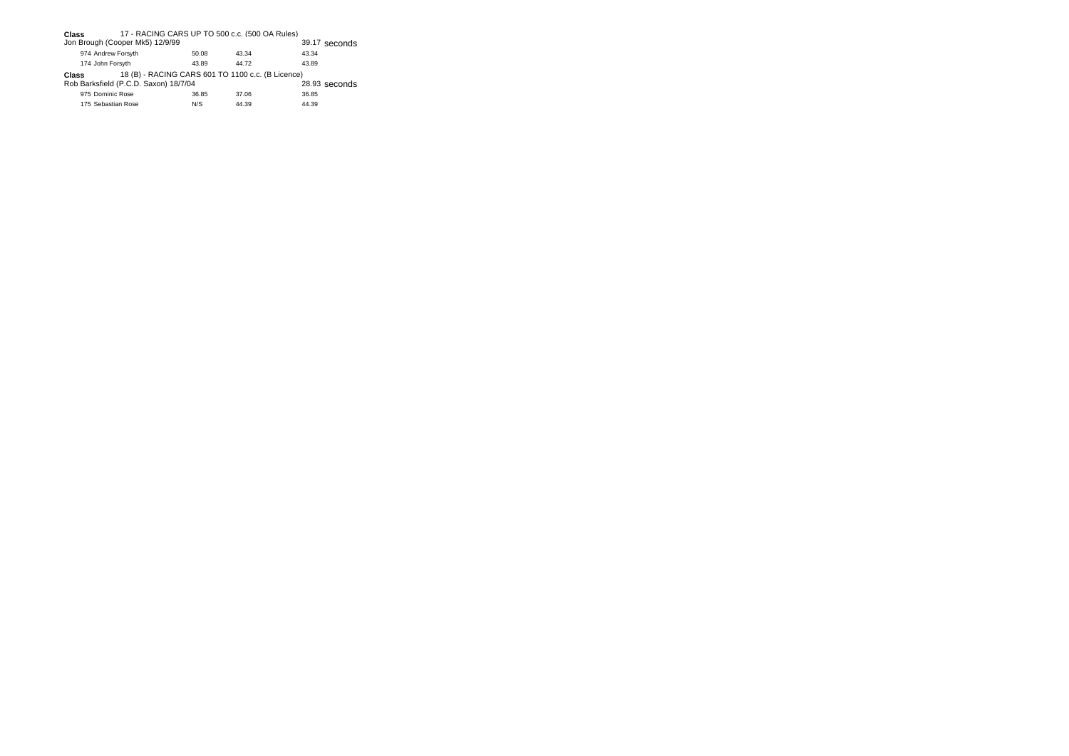**Class** 17 - RACING CARS UP TO 500 c.c. (500 OA Rules)

Jon Brough (Cooper Mk5) 12/9/99 39.17 seconds

| | | | |
|---|---|---|---|
| 974 Andrew Forsyth | 50.08 | 43.34 | 43.34 |
| 174 John Forsyth | 43.89 | 44.72 | 43.89 |

**Class** 18 (B) - RACING CARS 601 TO 1100 c.c. (B Licence)

Rob Barksfield (P.C.D. Saxon) 18/7/04 28.93 seconds

| | | | |
|---|---|---|---|
| 975 Dominic Rose | 36.85 | 37.06 | 36.85 |
| 175 Sebastian Rose | N/S | 44.39 | 44.39 |